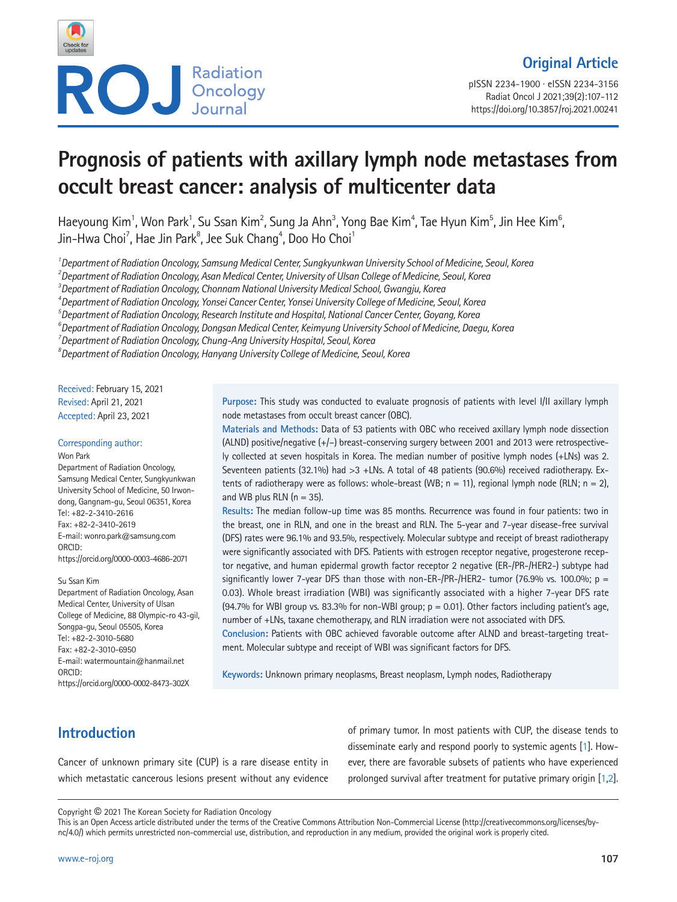Original Article

# Prognosis of patients with axillary lymph node metastases from occult breast cancer: analysis of multicenter data

Haeyoung Kim[1], Won Park[1], Su Ssan Kim[2], Sung Ja Ahn[3], Yong Bae Kim[4], Tae Hyun Kim[5], Jin Hee Kim[6], Jin-Hwa Choi[7], Hae Jin Park[8], Jee Suk Chang[4], Doo Ho Choi[1]

[1]Department of Radiation Oncology, Samsung Medical Center, Sungkyunkwan University School of Medicine, Seoul, Korea
[2]Department of Radiation Oncology, Asan Medical Center, University of Ulsan College of Medicine, Seoul, Korea
[3]Department of Radiation Oncology, Chonnam National University Medical School, Gwangju, Korea
[4]Department of Radiation Oncology, Yonsei Cancer Center, Yonsei University College of Medicine, Seoul, Korea
[5]Department of Radiation Oncology, Research Institute and Hospital, National Cancer Center, Goyang, Korea
[6]Department of Radiation Oncology, Dongsan Medical Center, Keimyung University School of Medicine, Daegu, Korea
[7]Department of Radiation Oncology, Chung-Ang University Hospital, Seoul, Korea
[8]Department of Radiation Oncology, Hanyang University College of Medicine, Seoul, Korea

Received: February 15, 2021
Revised: April 21, 2021
Accepted: April 23, 2021

Corresponding author:
Won Park
Department of Radiation Oncology, Samsung Medical Center, Sungkyunkwan University School of Medicine, 50 Irwon-dong, Gangnam-gu, Seoul 06351, Korea
Tel: +82-2-3410-2616
Fax: +82-2-3410-2619
E-mail: wonro.park@samsung.com
ORCID: https://orcid.org/0000-0003-4686-2071

Su Ssan Kim
Department of Radiation Oncology, Asan Medical Center, University of Ulsan College of Medicine, 88 Olympic-ro 43-gil, Songpa-gu, Seoul 05505, Korea
Tel: +82-2-3010-5680
Fax: +82-2-3010-6950
E-mail: watermountain@hanmail.net
ORCID: https://orcid.org/0000-0002-8473-302X

**Purpose:** This study was conducted to evaluate prognosis of patients with level I/II axillary lymph node metastases from occult breast cancer (OBC).

**Materials and Methods:** Data of 53 patients with OBC who received axillary lymph node dissection (ALND) positive/negative (+/−) breast-conserving surgery between 2001 and 2013 were retrospectively collected at seven hospitals in Korea. The median number of positive lymph nodes (+LNs) was 2. Seventeen patients (32.1%) had >3 +LNs. A total of 48 patients (90.6%) received radiotherapy. Extents of radiotherapy were as follows: whole-breast (WB; n = 11), regional lymph node (RLN; n = 2), and WB plus RLN (n = 35).

**Results:** The median follow-up time was 85 months. Recurrence was found in four patients: two in the breast, one in RLN, and one in the breast and RLN. The 5-year and 7-year disease-free survival (DFS) rates were 96.1% and 93.5%, respectively. Molecular subtype and receipt of breast radiotherapy were significantly associated with DFS. Patients with estrogen receptor negative, progesterone receptor negative, and human epidermal growth factor receptor 2 negative (ER-/PR-/HER2-) subtype had significantly lower 7-year DFS than those with non-ER-/PR-/HER2- tumor (76.9% vs. 100.0%; p = 0.03). Whole breast irradiation (WBI) was significantly associated with a higher 7-year DFS rate (94.7% for WBI group vs. 83.3% for non-WBI group; p = 0.01). Other factors including patient's age, number of +LNs, taxane chemotherapy, and RLN irradiation were not associated with DFS.

**Conclusion:** Patients with OBC achieved favorable outcome after ALND and breast-targeting treatment. Molecular subtype and receipt of WBI was significant factors for DFS.

**Keywords:** Unknown primary neoplasms, Breast neoplasm, Lymph nodes, Radiotherapy

## Introduction

Cancer of unknown primary site (CUP) is a rare disease entity in which metastatic cancerous lesions present without any evidence of primary tumor. In most patients with CUP, the disease tends to disseminate early and respond poorly to systemic agents [1]. However, there are favorable subsets of patients who have experienced prolonged survival after treatment for putative primary origin [1,2].

Copyright © 2021 The Korean Society for Radiation Oncology
This is an Open Access article distributed under the terms of the Creative Commons Attribution Non-Commercial License (http://creativecommons.org/licenses/by-nc/4.0/) which permits unrestricted non-commercial use, distribution, and reproduction in any medium, provided the original work is properly cited.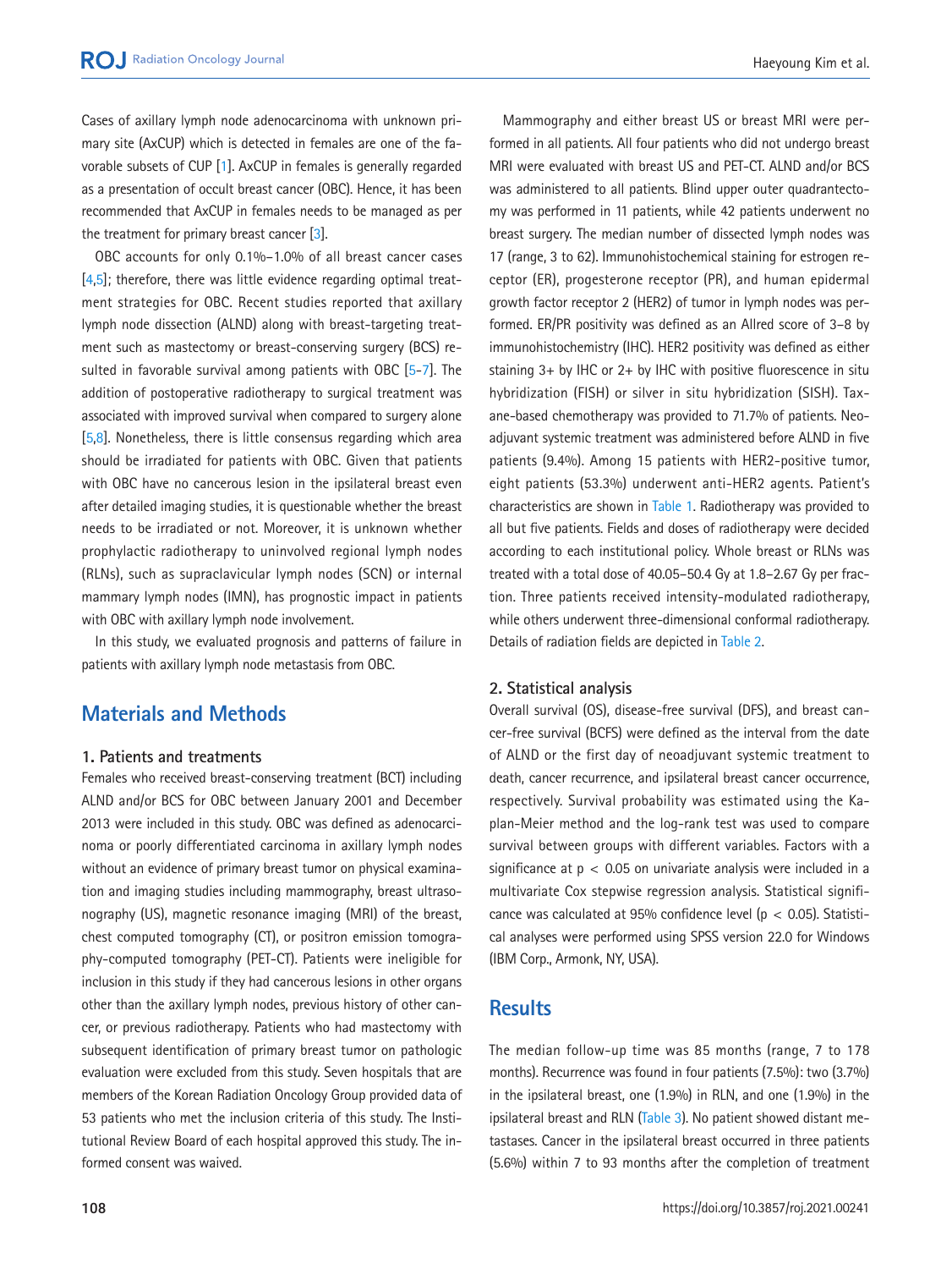Cases of axillary lymph node adenocarcinoma with unknown primary site (AxCUP) which is detected in females are one of the favorable subsets of CUP [1]. AxCUP in females is generally regarded as a presentation of occult breast cancer (OBC). Hence, it has been recommended that AxCUP in females needs to be managed as per the treatment for primary breast cancer [3].

OBC accounts for only 0.1%–1.0% of all breast cancer cases [4,5]; therefore, there was little evidence regarding optimal treatment strategies for OBC. Recent studies reported that axillary lymph node dissection (ALND) along with breast-targeting treatment such as mastectomy or breast-conserving surgery (BCS) resulted in favorable survival among patients with OBC [5-7]. The addition of postoperative radiotherapy to surgical treatment was associated with improved survival when compared to surgery alone [5,8]. Nonetheless, there is little consensus regarding which area should be irradiated for patients with OBC. Given that patients with OBC have no cancerous lesion in the ipsilateral breast even after detailed imaging studies, it is questionable whether the breast needs to be irradiated or not. Moreover, it is unknown whether prophylactic radiotherapy to uninvolved regional lymph nodes (RLNs), such as supraclavicular lymph nodes (SCN) or internal mammary lymph nodes (IMN), has prognostic impact in patients with OBC with axillary lymph node involvement.

In this study, we evaluated prognosis and patterns of failure in patients with axillary lymph node metastasis from OBC.

## Materials and Methods

### 1. Patients and treatments

Females who received breast-conserving treatment (BCT) including ALND and/or BCS for OBC between January 2001 and December 2013 were included in this study. OBC was defined as adenocarcinoma or poorly differentiated carcinoma in axillary lymph nodes without an evidence of primary breast tumor on physical examination and imaging studies including mammography, breast ultrasonography (US), magnetic resonance imaging (MRI) of the breast, chest computed tomography (CT), or positron emission tomography-computed tomography (PET-CT). Patients were ineligible for inclusion in this study if they had cancerous lesions in other organs other than the axillary lymph nodes, previous history of other cancer, or previous radiotherapy. Patients who had mastectomy with subsequent identification of primary breast tumor on pathologic evaluation were excluded from this study. Seven hospitals that are members of the Korean Radiation Oncology Group provided data of 53 patients who met the inclusion criteria of this study. The Institutional Review Board of each hospital approved this study. The informed consent was waived.

Mammography and either breast US or breast MRI were performed in all patients. All four patients who did not undergo breast MRI were evaluated with breast US and PET-CT. ALND and/or BCS was administered to all patients. Blind upper outer quadrantectomy was performed in 11 patients, while 42 patients underwent no breast surgery. The median number of dissected lymph nodes was 17 (range, 3 to 62). Immunohistochemical staining for estrogen receptor (ER), progesterone receptor (PR), and human epidermal growth factor receptor 2 (HER2) of tumor in lymph nodes was performed. ER/PR positivity was defined as an Allred score of 3–8 by immunohistochemistry (IHC). HER2 positivity was defined as either staining 3+ by IHC or 2+ by IHC with positive fluorescence in situ hybridization (FISH) or silver in situ hybridization (SISH). Taxane-based chemotherapy was provided to 71.7% of patients. Neoadjuvant systemic treatment was administered before ALND in five patients (9.4%). Among 15 patients with HER2-positive tumor, eight patients (53.3%) underwent anti-HER2 agents. Patient's characteristics are shown in Table 1. Radiotherapy was provided to all but five patients. Fields and doses of radiotherapy were decided according to each institutional policy. Whole breast or RLNs was treated with a total dose of 40.05–50.4 Gy at 1.8–2.67 Gy per fraction. Three patients received intensity-modulated radiotherapy, while others underwent three-dimensional conformal radiotherapy. Details of radiation fields are depicted in Table 2.

### 2. Statistical analysis

Overall survival (OS), disease-free survival (DFS), and breast cancer-free survival (BCFS) were defined as the interval from the date of ALND or the first day of neoadjuvant systemic treatment to death, cancer recurrence, and ipsilateral breast cancer occurrence, respectively. Survival probability was estimated using the Kaplan-Meier method and the log-rank test was used to compare survival between groups with different variables. Factors with a significance at $p < 0.05$ on univariate analysis were included in a multivariate Cox stepwise regression analysis. Statistical significance was calculated at 95% confidence level ($p < 0.05$). Statistical analyses were performed using SPSS version 22.0 for Windows (IBM Corp., Armonk, NY, USA).

## Results

The median follow-up time was 85 months (range, 7 to 178 months). Recurrence was found in four patients (7.5%): two (3.7%) in the ipsilateral breast, one (1.9%) in RLN, and one (1.9%) in the ipsilateral breast and RLN (Table 3). No patient showed distant metastases. Cancer in the ipsilateral breast occurred in three patients (5.6%) within 7 to 93 months after the completion of treatment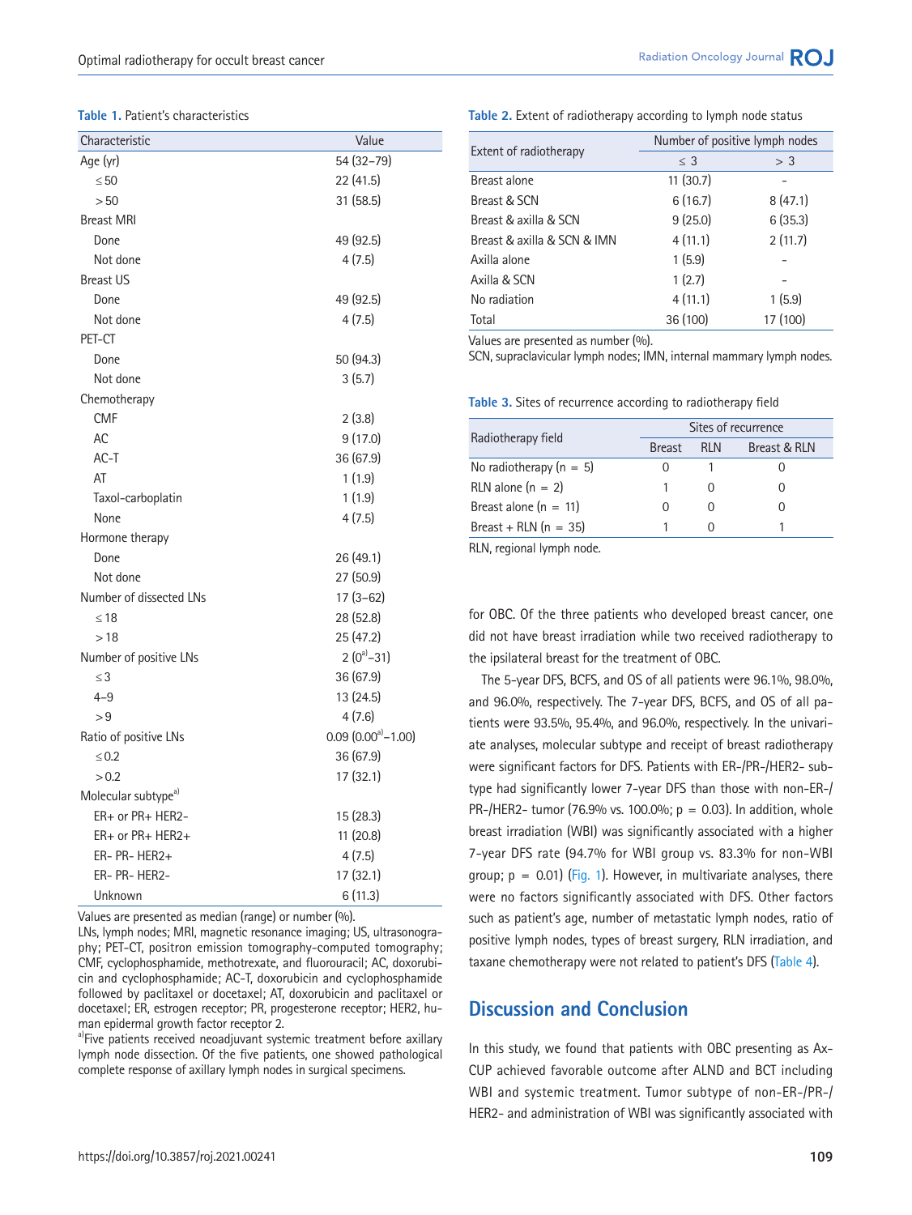**Table 1.** Patient's characteristics

| Characteristic | Value |
|---|---|
| Age (yr) | 54 (32–79) |
| ≤ 50 | 22 (41.5) |
| > 50 | 31 (58.5) |
| Breast MRI | |
| Done | 49 (92.5) |
| Not done | 4 (7.5) |
| Breast US | |
| Done | 49 (92.5) |
| Not done | 4 (7.5) |
| PET-CT | |
| Done | 50 (94.3) |
| Not done | 3 (5.7) |
| Chemotherapy | |
| CMF | 2 (3.8) |
| AC | 9 (17.0) |
| AC-T | 36 (67.9) |
| AT | 1 (1.9) |
| Taxol-carboplatin | 1 (1.9) |
| None | 4 (7.5) |
| Hormone therapy | |
| Done | 26 (49.1) |
| Not done | 27 (50.9) |
| Number of dissected LNs | 17 (3–62) |
| ≤ 18 | 28 (52.8) |
| > 18 | 25 (47.2) |
| Number of positive LNs | 2 (0[a]–31) |
| ≤ 3 | 36 (67.9) |
| 4–9 | 13 (24.5) |
| > 9 | 4 (7.6) |
| Ratio of positive LNs | 0.09 (0.00[a]–1.00) |
| ≤ 0.2 | 36 (67.9) |
| > 0.2 | 17 (32.1) |
| Molecular subtype[a] | |
| ER+ or PR+ HER2- | 15 (28.3) |
| ER+ or PR+ HER2+ | 11 (20.8) |
| ER- PR- HER2+ | 4 (7.5) |
| ER- PR- HER2- | 17 (32.1) |
| Unknown | 6 (11.3) |

Values are presented as median (range) or number (%).
LNs, lymph nodes; MRI, magnetic resonance imaging; US, ultrasonography; PET-CT, positron emission tomography-computed tomography; CMF, cyclophosphamide, methotrexate, and fluorouracil; AC, doxorubicin and cyclophosphamide; AC-T, doxorubicin and cyclophosphamide followed by paclitaxel or docetaxel; AT, doxorubicin and paclitaxel or docetaxel; ER, estrogen receptor; PR, progesterone receptor; HER2, human epidermal growth factor receptor 2.
[a]Five patients received neoadjuvant systemic treatment before axillary lymph node dissection. Of the five patients, one showed pathological complete response of axillary lymph nodes in surgical specimens.

**Table 2.** Extent of radiotherapy according to lymph node status

| Extent of radiotherapy | Number of positive lymph nodes | |
|---|---|---|
| | ≤ 3 | > 3 |
| Breast alone | 11 (30.7) | - |
| Breast & SCN | 6 (16.7) | 8 (47.1) |
| Breast & axilla & SCN | 9 (25.0) | 6 (35.3) |
| Breast & axilla & SCN & IMN | 4 (11.1) | 2 (11.7) |
| Axilla alone | 1 (5.9) | - |
| Axilla & SCN | 1 (2.7) | - |
| No radiation | 4 (11.1) | 1 (5.9) |
| Total | 36 (100) | 17 (100) |

Values are presented as number (%).
SCN, supraclavicular lymph nodes; IMN, internal mammary lymph nodes.

**Table 3.** Sites of recurrence according to radiotherapy field

| Radiotherapy field | Sites of recurrence | | |
|---|---|---|---|
| | Breast | RLN | Breast & RLN |
| No radiotherapy (n = 5) | 0 | 1 | 0 |
| RLN alone (n = 2) | 1 | 0 | 0 |
| Breast alone (n = 11) | 0 | 0 | 0 |
| Breast + RLN (n = 35) | 1 | 0 | 1 |

RLN, regional lymph node.

for OBC. Of the three patients who developed breast cancer, one did not have breast irradiation while two received radiotherapy to the ipsilateral breast for the treatment of OBC.

The 5-year DFS, BCFS, and OS of all patients were 96.1%, 98.0%, and 96.0%, respectively. The 7-year DFS, BCFS, and OS of all patients were 93.5%, 95.4%, and 96.0%, respectively. In the univariate analyses, molecular subtype and receipt of breast radiotherapy were significant factors for DFS. Patients with ER-/PR-/HER2- subtype had significantly lower 7-year DFS than those with non-ER-/PR-/HER2- tumor (76.9% vs. 100.0%; $p = 0.03$). In addition, whole breast irradiation (WBI) was significantly associated with a higher 7-year DFS rate (94.7% for WBI group vs. 83.3% for non-WBI group; $p = 0.01$) (Fig. 1). However, in multivariate analyses, there were no factors significantly associated with DFS. Other factors such as patient's age, number of metastatic lymph nodes, ratio of positive lymph nodes, types of breast surgery, RLN irradiation, and taxane chemotherapy were not related to patient's DFS (Table 4).

## Discussion and Conclusion

In this study, we found that patients with OBC presenting as Ax-CUP achieved favorable outcome after ALND and BCT including WBI and systemic treatment. Tumor subtype of non-ER-/PR-/HER2- and administration of WBI was significantly associated with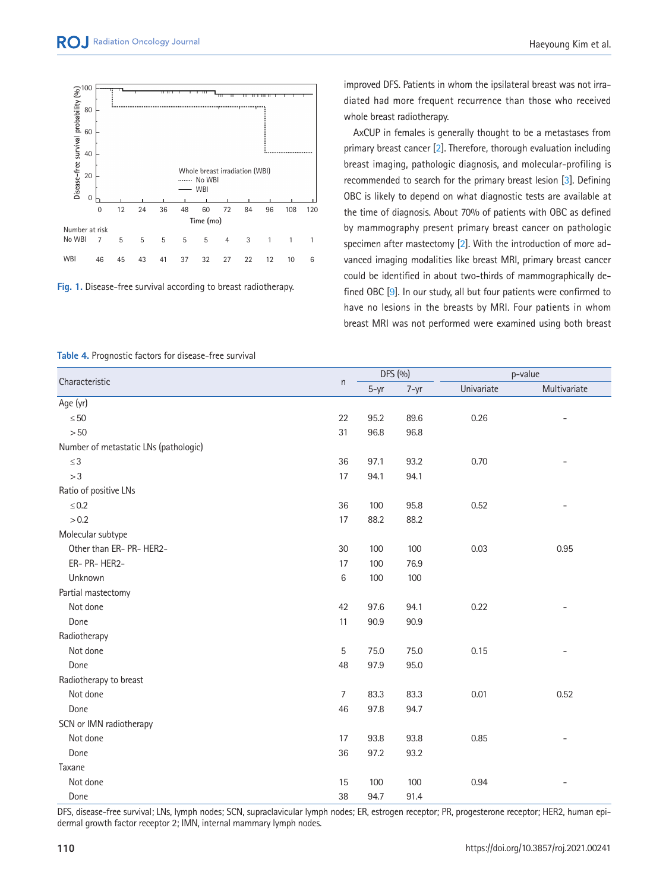Fig. 1. Disease-free survival according to breast radiotherapy.

improved DFS. Patients in whom the ipsilateral breast was not irradiated had more frequent recurrence than those who received whole breast radiotherapy.

AxCUP in females is generally thought to be a metastases from primary breast cancer [2]. Therefore, thorough evaluation including breast imaging, pathologic diagnosis, and molecular-profiling is recommended to search for the primary breast lesion [3]. Defining OBC is likely to depend on what diagnostic tests are available at the time of diagnosis. About 70% of patients with OBC as defined by mammography present primary breast cancer on pathologic specimen after mastectomy [2]. With the introduction of more advanced imaging modalities like breast MRI, primary breast cancer could be identified in about two-thirds of mammographically defined OBC [9]. In our study, all but four patients were confirmed to have no lesions in the breasts by MRI. Four patients in whom breast MRI was not performed were examined using both breast

Table 4. Prognostic factors for disease-free survival

| Characteristic | n | DFS (%) | | p-value | |
|---|---|---|---|---|---|
| | | 5-yr | 7-yr | Univariate | Multivariate |
| Age (yr) | | | | | |
| ≤50 | 22 | 95.2 | 89.6 | 0.26 | - |
| >50 | 31 | 96.8 | 96.8 | | |
| Number of metastatic LNs (pathologic) | | | | | |
| ≤3 | 36 | 97.1 | 93.2 | 0.70 | - |
| >3 | 17 | 94.1 | 94.1 | | |
| Ratio of positive LNs | | | | | |
| ≤0.2 | 36 | 100 | 95.8 | 0.52 | - |
| >0.2 | 17 | 88.2 | 88.2 | | |
| Molecular subtype | | | | | |
| Other than ER- PR- HER2- | 30 | 100 | 100 | 0.03 | 0.95 |
| ER- PR- HER2- | 17 | 100 | 76.9 | | |
| Unknown | 6 | 100 | 100 | | |
| Partial mastectomy | | | | | |
| Not done | 42 | 97.6 | 94.1 | 0.22 | - |
| Done | 11 | 90.9 | 90.9 | | |
| Radiotherapy | | | | | |
| Not done | 5 | 75.0 | 75.0 | 0.15 | - |
| Done | 48 | 97.9 | 95.0 | | |
| Radiotherapy to breast | | | | | |
| Not done | 7 | 83.3 | 83.3 | 0.01 | 0.52 |
| Done | 46 | 97.8 | 94.7 | | |
| SCN or IMN radiotherapy | | | | | |
| Not done | 17 | 93.8 | 93.8 | 0.85 | - |
| Done | 36 | 97.2 | 93.2 | | |
| Taxane | | | | | |
| Not done | 15 | 100 | 100 | 0.94 | - |
| Done | 38 | 94.7 | 91.4 | | |

DFS, disease-free survival; LNs, lymph nodes; SCN, supraclavicular lymph nodes; ER, estrogen receptor; PR, progesterone receptor; HER2, human epidermal growth factor receptor 2; IMN, internal mammary lymph nodes.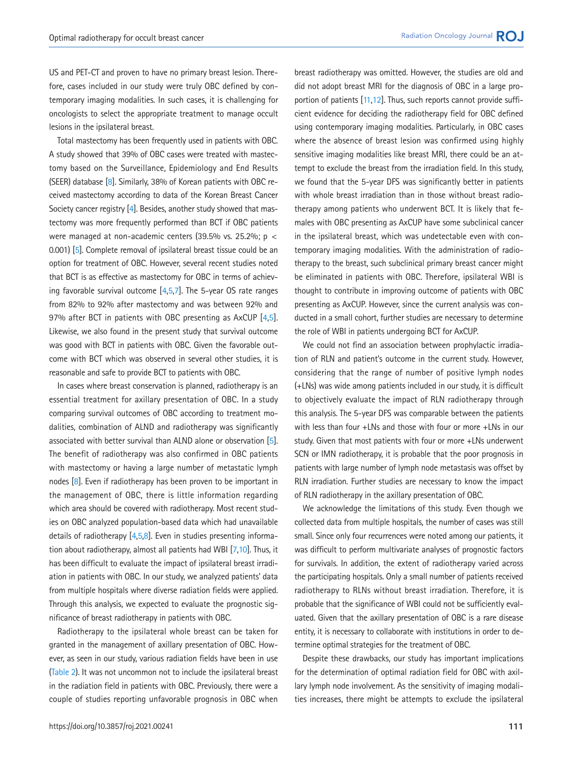US and PET-CT and proven to have no primary breast lesion. Therefore, cases included in our study were truly OBC defined by contemporary imaging modalities. In such cases, it is challenging for oncologists to select the appropriate treatment to manage occult lesions in the ipsilateral breast.

Total mastectomy has been frequently used in patients with OBC. A study showed that 39% of OBC cases were treated with mastectomy based on the Surveillance, Epidemiology and End Results (SEER) database [8]. Similarly, 38% of Korean patients with OBC received mastectomy according to data of the Korean Breast Cancer Society cancer registry [4]. Besides, another study showed that mastectomy was more frequently performed than BCT if OBC patients were managed at non-academic centers (39.5% vs. 25.2%; $p < 0.001$) [5]. Complete removal of ipsilateral breast tissue could be an option for treatment of OBC. However, several recent studies noted that BCT is as effective as mastectomy for OBC in terms of achieving favorable survival outcome [4,5,7]. The 5-year OS rate ranges from 82% to 92% after mastectomy and was between 92% and 97% after BCT in patients with OBC presenting as AxCUP [4,5]. Likewise, we also found in the present study that survival outcome was good with BCT in patients with OBC. Given the favorable outcome with BCT which was observed in several other studies, it is reasonable and safe to provide BCT to patients with OBC.

In cases where breast conservation is planned, radiotherapy is an essential treatment for axillary presentation of OBC. In a study comparing survival outcomes of OBC according to treatment modalities, combination of ALND and radiotherapy was significantly associated with better survival than ALND alone or observation [5]. The benefit of radiotherapy was also confirmed in OBC patients with mastectomy or having a large number of metastatic lymph nodes [8]. Even if radiotherapy has been proven to be important in the management of OBC, there is little information regarding which area should be covered with radiotherapy. Most recent studies on OBC analyzed population-based data which had unavailable details of radiotherapy [4,5,8]. Even in studies presenting information about radiotherapy, almost all patients had WBI [7,10]. Thus, it has been difficult to evaluate the impact of ipsilateral breast irradiation in patients with OBC. In our study, we analyzed patients' data from multiple hospitals where diverse radiation fields were applied. Through this analysis, we expected to evaluate the prognostic significance of breast radiotherapy in patients with OBC.

Radiotherapy to the ipsilateral whole breast can be taken for granted in the management of axillary presentation of OBC. However, as seen in our study, various radiation fields have been in use (Table 2). It was not uncommon not to include the ipsilateral breast in the radiation field in patients with OBC. Previously, there were a couple of studies reporting unfavorable prognosis in OBC when breast radiotherapy was omitted. However, the studies are old and did not adopt breast MRI for the diagnosis of OBC in a large proportion of patients [11,12]. Thus, such reports cannot provide sufficient evidence for deciding the radiotherapy field for OBC defined using contemporary imaging modalities. Particularly, in OBC cases where the absence of breast lesion was confirmed using highly sensitive imaging modalities like breast MRI, there could be an attempt to exclude the breast from the irradiation field. In this study, we found that the 5-year DFS was significantly better in patients with whole breast irradiation than in those without breast radiotherapy among patients who underwent BCT. It is likely that females with OBC presenting as AxCUP have some subclinical cancer in the ipsilateral breast, which was undetectable even with contemporary imaging modalities. With the administration of radiotherapy to the breast, such subclinical primary breast cancer might be eliminated in patients with OBC. Therefore, ipsilateral WBI is thought to contribute in improving outcome of patients with OBC presenting as AxCUP. However, since the current analysis was conducted in a small cohort, further studies are necessary to determine the role of WBI in patients undergoing BCT for AxCUP.

We could not find an association between prophylactic irradiation of RLN and patient's outcome in the current study. However, considering that the range of number of positive lymph nodes (+LNs) was wide among patients included in our study, it is difficult to objectively evaluate the impact of RLN radiotherapy through this analysis. The 5-year DFS was comparable between the patients with less than four +LNs and those with four or more +LNs in our study. Given that most patients with four or more +LNs underwent SCN or IMN radiotherapy, it is probable that the poor prognosis in patients with large number of lymph node metastasis was offset by RLN irradiation. Further studies are necessary to know the impact of RLN radiotherapy in the axillary presentation of OBC.

We acknowledge the limitations of this study. Even though we collected data from multiple hospitals, the number of cases was still small. Since only four recurrences were noted among our patients, it was difficult to perform multivariate analyses of prognostic factors for survivals. In addition, the extent of radiotherapy varied across the participating hospitals. Only a small number of patients received radiotherapy to RLNs without breast irradiation. Therefore, it is probable that the significance of WBI could not be sufficiently evaluated. Given that the axillary presentation of OBC is a rare disease entity, it is necessary to collaborate with institutions in order to determine optimal strategies for the treatment of OBC.

Despite these drawbacks, our study has important implications for the determination of optimal radiation field for OBC with axillary lymph node involvement. As the sensitivity of imaging modalities increases, there might be attempts to exclude the ipsilateral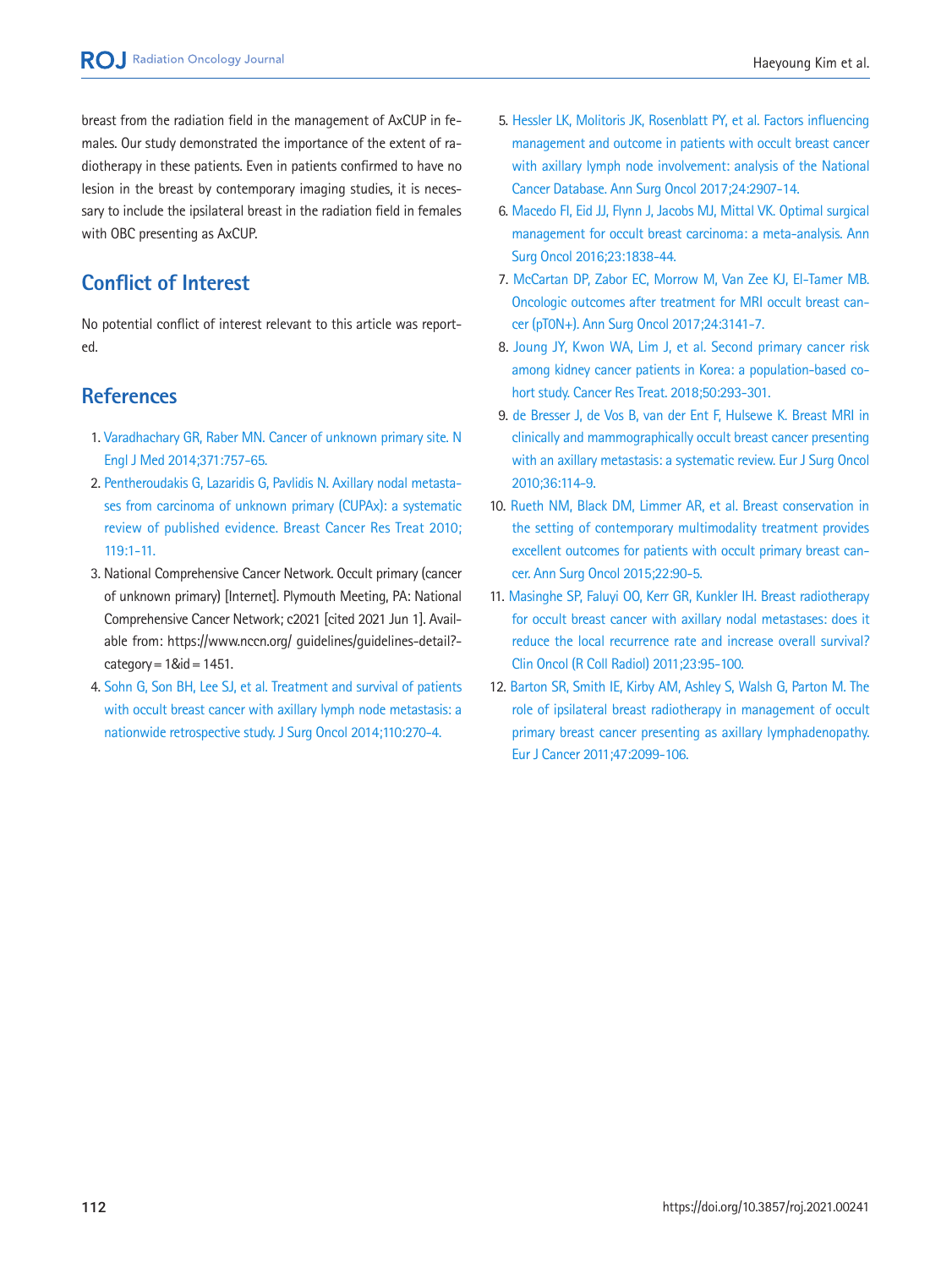breast from the radiation field in the management of AxCUP in females. Our study demonstrated the importance of the extent of radiotherapy in these patients. Even in patients confirmed to have no lesion in the breast by contemporary imaging studies, it is necessary to include the ipsilateral breast in the radiation field in females with OBC presenting as AxCUP.

## Conflict of Interest

No potential conflict of interest relevant to this article was reported.

## References

1. Varadhachary GR, Raber MN. Cancer of unknown primary site. N Engl J Med 2014;371:757-65.
2. Pentheroudakis G, Lazaridis G, Pavlidis N. Axillary nodal metastases from carcinoma of unknown primary (CUPAx): a systematic review of published evidence. Breast Cancer Res Treat 2010;119:1-11.
3. National Comprehensive Cancer Network. Occult primary (cancer of unknown primary) [Internet]. Plymouth Meeting, PA: National Comprehensive Cancer Network; c2021 [cited 2021 Jun 1]. Available from: https://www.nccn.org/ guidelines/guidelines-detail?category=1&id=1451.
4. Sohn G, Son BH, Lee SJ, et al. Treatment and survival of patients with occult breast cancer with axillary lymph node metastasis: a nationwide retrospective study. J Surg Oncol 2014;110:270-4.
5. Hessler LK, Molitoris JK, Rosenblatt PY, et al. Factors influencing management and outcome in patients with occult breast cancer with axillary lymph node involvement: analysis of the National Cancer Database. Ann Surg Oncol 2017;24:2907-14.
6. Macedo FI, Eid JJ, Flynn J, Jacobs MJ, Mittal VK. Optimal surgical management for occult breast carcinoma: a meta-analysis. Ann Surg Oncol 2016;23:1838-44.
7. McCartan DP, Zabor EC, Morrow M, Van Zee KJ, El-Tamer MB. Oncologic outcomes after treatment for MRI occult breast cancer (pT0N+). Ann Surg Oncol 2017;24:3141-7.
8. Joung JY, Kwon WA, Lim J, et al. Second primary cancer risk among kidney cancer patients in Korea: a population-based cohort study. Cancer Res Treat. 2018;50:293-301.
9. de Bresser J, de Vos B, van der Ent F, Hulsewe K. Breast MRI in clinically and mammographically occult breast cancer presenting with an axillary metastasis: a systematic review. Eur J Surg Oncol 2010;36:114-9.
10. Rueth NM, Black DM, Limmer AR, et al. Breast conservation in the setting of contemporary multimodality treatment provides excellent outcomes for patients with occult primary breast cancer. Ann Surg Oncol 2015;22:90-5.
11. Masinghe SP, Faluyi OO, Kerr GR, Kunkler IH. Breast radiotherapy for occult breast cancer with axillary nodal metastases: does it reduce the local recurrence rate and increase overall survival? Clin Oncol (R Coll Radiol) 2011;23:95-100.
12. Barton SR, Smith IE, Kirby AM, Ashley S, Walsh G, Parton M. The role of ipsilateral breast radiotherapy in management of occult primary breast cancer presenting as axillary lymphadenopathy. Eur J Cancer 2011;47:2099-106.